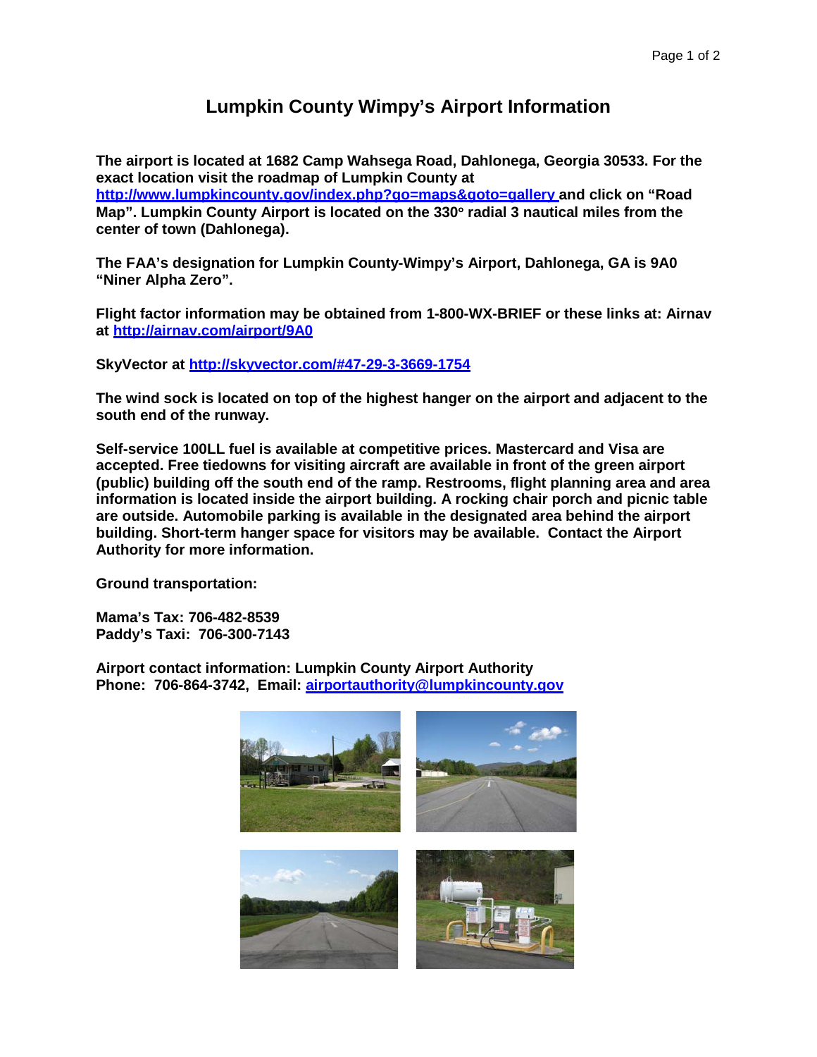# Lumpkin County Wimpy's Airport Information

**The airport is located at 1682 Camp Wahsega Road, Dahlonega, Georgia 30533. For the exact location visit the roadmap of Lumpkin County at [http://www.lumpkincounty.gov/index.php?go=maps&goto=gallery](http://www.lumpkincounty.gov/index.php?go=maps&goto=gallery) and click on "Road Map". Lumpkin County Airport is located on the 330° radial 3 nautical miles from the center of town (Dahlonega).**

**The FAA's designation for Lumpkin County-Wimpy's Airport, Dahlonega, GA is 9A0 "Niner Alpha Zero".**

**Flight factor information may be obtained from 1-800-WX-BRIEF or these links at: Airnav at [http://airnav.com/airport/9A0](http://airnav.com/airport/9A0)**

**SkyVector at [http://skyvector.com/#47-29-3-3669-1754](http://skyvector.com/#47-29-3-3669-1754)**

**The wind sock is located on top of the highest hanger on the airport and adjacent to the south end of the runway.**

**Self-service 100LL fuel is available at competitive prices. Mastercard and Visa are accepted. Free tiedowns for visiting aircraft are available in front of the green airport (public) building off the south end of the ramp. Restrooms, flight planning area and area information is located inside the airport building. A rocking chair porch and picnic table are outside. Automobile parking is available in the designated area behind the airport building. Short-term hanger space for visitors may be available. Contact the Airport Authority for more information.**

**Ground transportation:**

**Mama's Tax: 706-482-8539**
**Paddy's Taxi: 706-300-7143**

**Airport contact information: Lumpkin County Airport Authority**
**Phone: 706-864-3742, Email: [airportauthority@lumpkincounty.gov](mailto:airportauthority@lumpkincounty.gov)**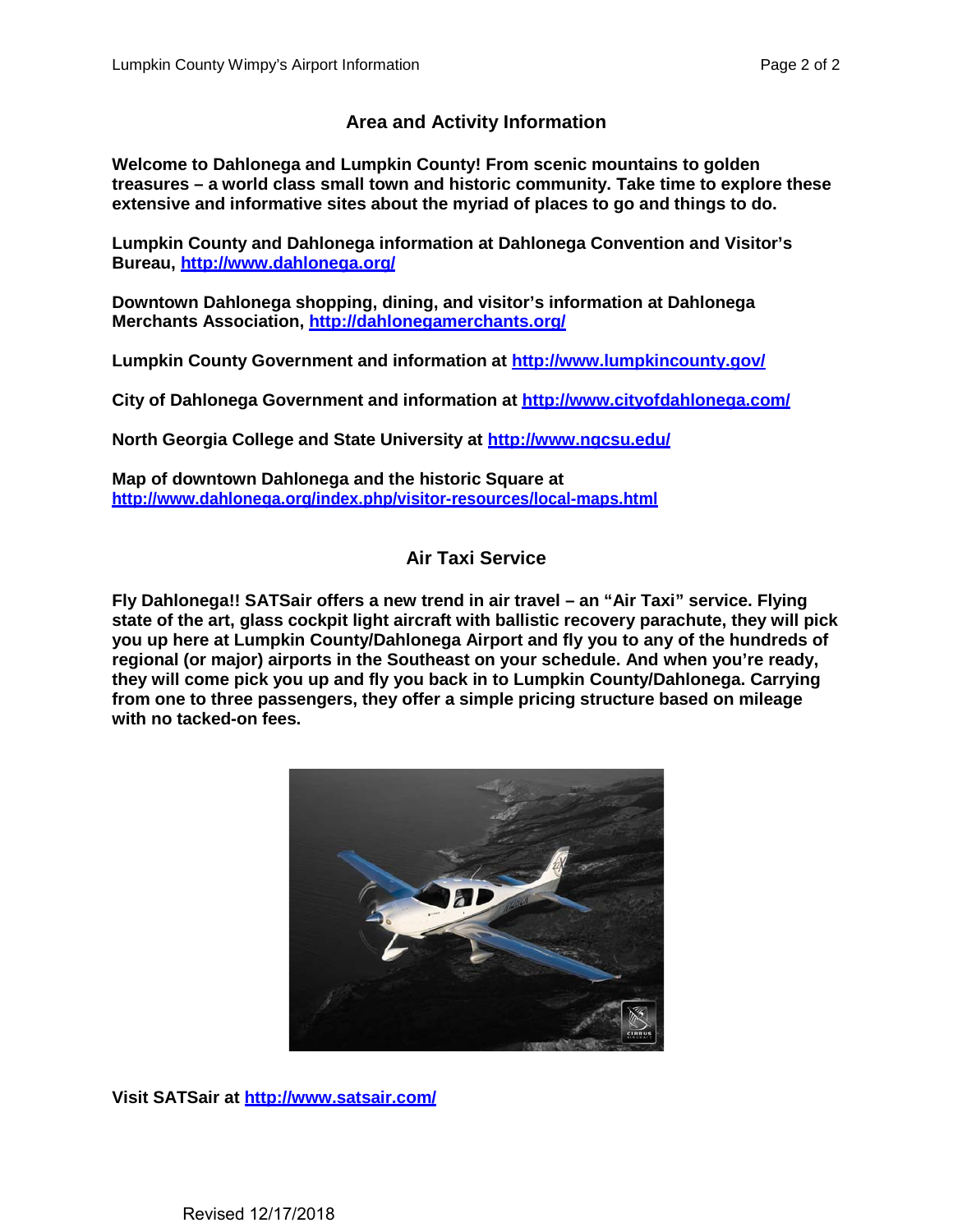## Area and Activity Information

**Welcome to Dahlonega and Lumpkin County! From scenic mountains to golden treasures – a world class small town and historic community. Take time to explore these extensive and informative sites about the myriad of places to go and things to do.**

**Lumpkin County and Dahlonega information at Dahlonega Convention and Visitor's Bureau, [http://www.dahlonega.org/](http://www.dahlonega.org/)**

**Downtown Dahlonega shopping, dining, and visitor's information at Dahlonega Merchants Association, [http://dahlonegamerchants.org/](http://dahlonegamerchants.org/)**

**Lumpkin County Government and information at [http://www.lumpkincounty.gov/](http://www.lumpkincounty.gov/)**

**City of Dahlonega Government and information at [http://www.cityofdahlonega.com/](http://www.cityofdahlonega.com/)**

**North Georgia College and State University at [http://www.ngcsu.edu/](http://www.ngcsu.edu/)**

**Map of downtown Dahlonega and the historic Square at [http://www.dahlonega.org/index.php/visitor-resources/local-maps.html](http://www.dahlonega.org/index.php/visitor-resources/local-maps.html)**

## Air Taxi Service

**Fly Dahlonega!! SATSair offers a new trend in air travel – an "Air Taxi" service. Flying state of the art, glass cockpit light aircraft with ballistic recovery parachute, they will pick you up here at Lumpkin County/Dahlonega Airport and fly you to any of the hundreds of regional (or major) airports in the Southeast on your schedule. And when you're ready, they will come pick you up and fly you back in to Lumpkin County/Dahlonega. Carrying from one to three passengers, they offer a simple pricing structure based on mileage with no tacked-on fees.**

**Visit SATSair at [http://www.satsair.com/](http://www.satsair.com/)**

Revised 12/17/2018